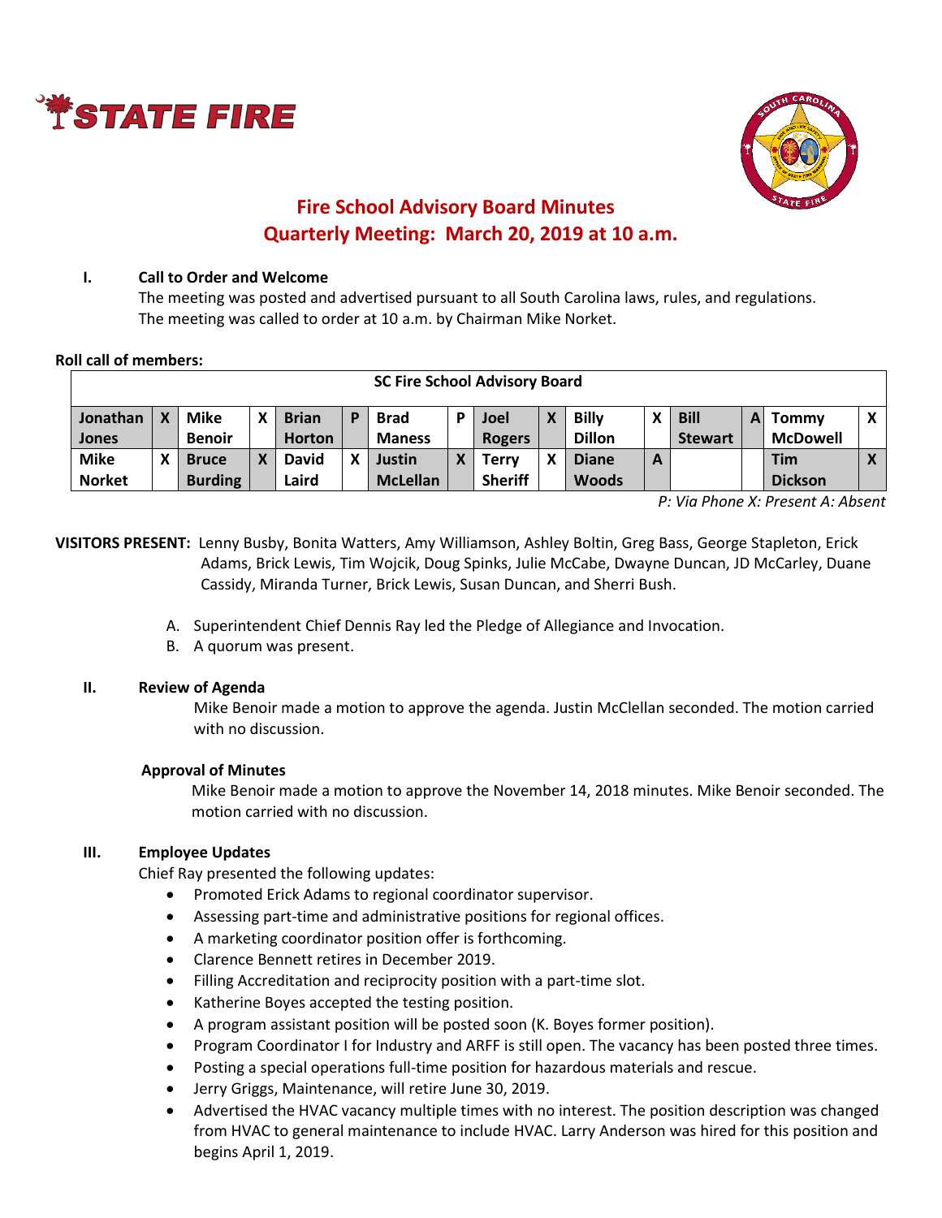# Fire School Advisory Board Minutes
## Quarterly Meeting: March 20, 2019 at 10 a.m.

**I. Call to Order and Welcome**

The meeting was posted and advertised pursuant to all South Carolina laws, rules, and regulations. The meeting was called to order at 10 a.m. by Chairman Mike Norket.

**Roll call of members:**

| SC Fire School Advisory Board | | | | | | | | | | | | | | | |
|---|---|---|---|---|---|---|---|---|---|---|---|---|---|---|---|
| **Jonathan Jones** | **X** | **Mike Benoir** | **X** | **Brian Horton** | **P** | **Brad Maness** | **P** | **Joel Rogers** | **X** | **Billy Dillon** | **X** | **Bill Stewart** | **A** | **Tommy McDowell** | **X** |
| **Mike Norket** | **X** | **Bruce Burding** | **X** | **David Laird** | **X** | **Justin McLellan** | **X** | **Terry Sheriff** | **X** | **Diane Woods** | **A** | | | **Tim Dickson** | **X** |

*P: Via Phone X: Present A: Absent*

**VISITORS PRESENT:** Lenny Busby, Bonita Watters, Amy Williamson, Ashley Boltin, Greg Bass, George Stapleton, Erick Adams, Brick Lewis, Tim Wojcik, Doug Spinks, Julie McCabe, Dwayne Duncan, JD McCarley, Duane Cassidy, Miranda Turner, Brick Lewis, Susan Duncan, and Sherri Bush.

A. Superintendent Chief Dennis Ray led the Pledge of Allegiance and Invocation.
B. A quorum was present.

**II. Review of Agenda**

Mike Benoir made a motion to approve the agenda. Justin McClellan seconded. The motion carried with no discussion.

**Approval of Minutes**

Mike Benoir made a motion to approve the November 14, 2018 minutes. Mike Benoir seconded. The motion carried with no discussion.

**III. Employee Updates**

Chief Ray presented the following updates:

- Promoted Erick Adams to regional coordinator supervisor.
- Assessing part-time and administrative positions for regional offices.
- A marketing coordinator position offer is forthcoming.
- Clarence Bennett retires in December 2019.
- Filling Accreditation and reciprocity position with a part-time slot.
- Katherine Boyes accepted the testing position.
- A program assistant position will be posted soon (K. Boyes former position).
- Program Coordinator I for Industry and ARFF is still open. The vacancy has been posted three times.
- Posting a special operations full-time position for hazardous materials and rescue.
- Jerry Griggs, Maintenance, will retire June 30, 2019.
- Advertised the HVAC vacancy multiple times with no interest. The position description was changed from HVAC to general maintenance to include HVAC. Larry Anderson was hired for this position and begins April 1, 2019.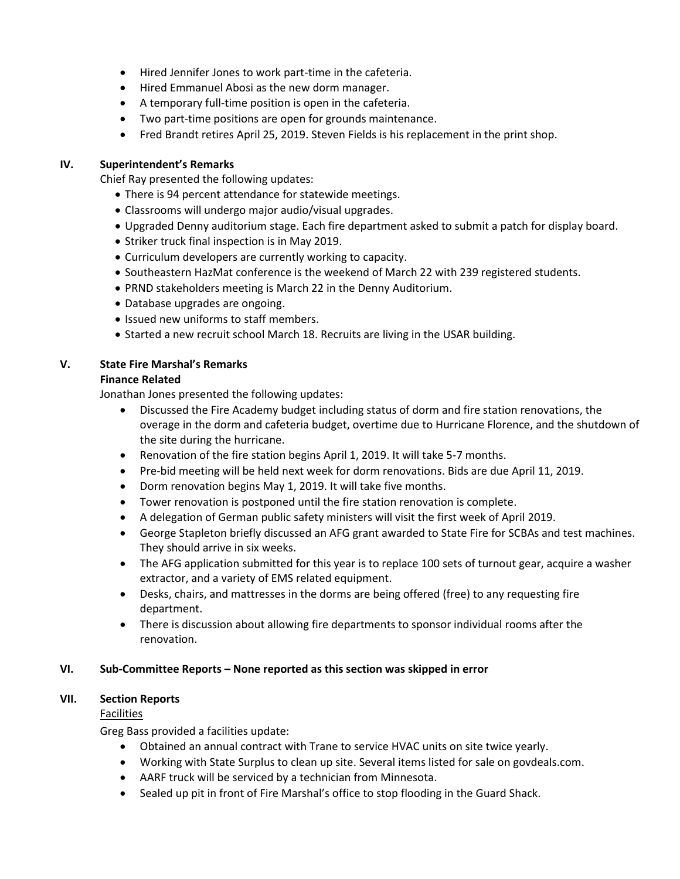- Hired Jennifer Jones to work part-time in the cafeteria.
- Hired Emmanuel Abosi as the new dorm manager.
- A temporary full-time position is open in the cafeteria.
- Two part-time positions are open for grounds maintenance.
- Fred Brandt retires April 25, 2019. Steven Fields is his replacement in the print shop.

## IV. Superintendent's Remarks

Chief Ray presented the following updates:

- There is 94 percent attendance for statewide meetings.
- Classrooms will undergo major audio/visual upgrades.
- Upgraded Denny auditorium stage. Each fire department asked to submit a patch for display board.
- Striker truck final inspection is in May 2019.
- Curriculum developers are currently working to capacity.
- Southeastern HazMat conference is the weekend of March 22 with 239 registered students.
- PRND stakeholders meeting is March 22 in the Denny Auditorium.
- Database upgrades are ongoing.
- Issued new uniforms to staff members.
- Started a new recruit school March 18. Recruits are living in the USAR building.

## V. State Fire Marshal's Remarks

**Finance Related**

Jonathan Jones presented the following updates:

- Discussed the Fire Academy budget including status of dorm and fire station renovations, the overage in the dorm and cafeteria budget, overtime due to Hurricane Florence, and the shutdown of the site during the hurricane.
- Renovation of the fire station begins April 1, 2019. It will take 5-7 months.
- Pre-bid meeting will be held next week for dorm renovations. Bids are due April 11, 2019.
- Dorm renovation begins May 1, 2019. It will take five months.
- Tower renovation is postponed until the fire station renovation is complete.
- A delegation of German public safety ministers will visit the first week of April 2019.
- George Stapleton briefly discussed an AFG grant awarded to State Fire for SCBAs and test machines. They should arrive in six weeks.
- The AFG application submitted for this year is to replace 100 sets of turnout gear, acquire a washer extractor, and a variety of EMS related equipment.
- Desks, chairs, and mattresses in the dorms are being offered (free) to any requesting fire department.
- There is discussion about allowing fire departments to sponsor individual rooms after the renovation.

## VI. Sub-Committee Reports – None reported as this section was skipped in error

## VII. Section Reports

Facilities

Greg Bass provided a facilities update:

- Obtained an annual contract with Trane to service HVAC units on site twice yearly.
- Working with State Surplus to clean up site. Several items listed for sale on govdeals.com.
- AARF truck will be serviced by a technician from Minnesota.
- Sealed up pit in front of Fire Marshal's office to stop flooding in the Guard Shack.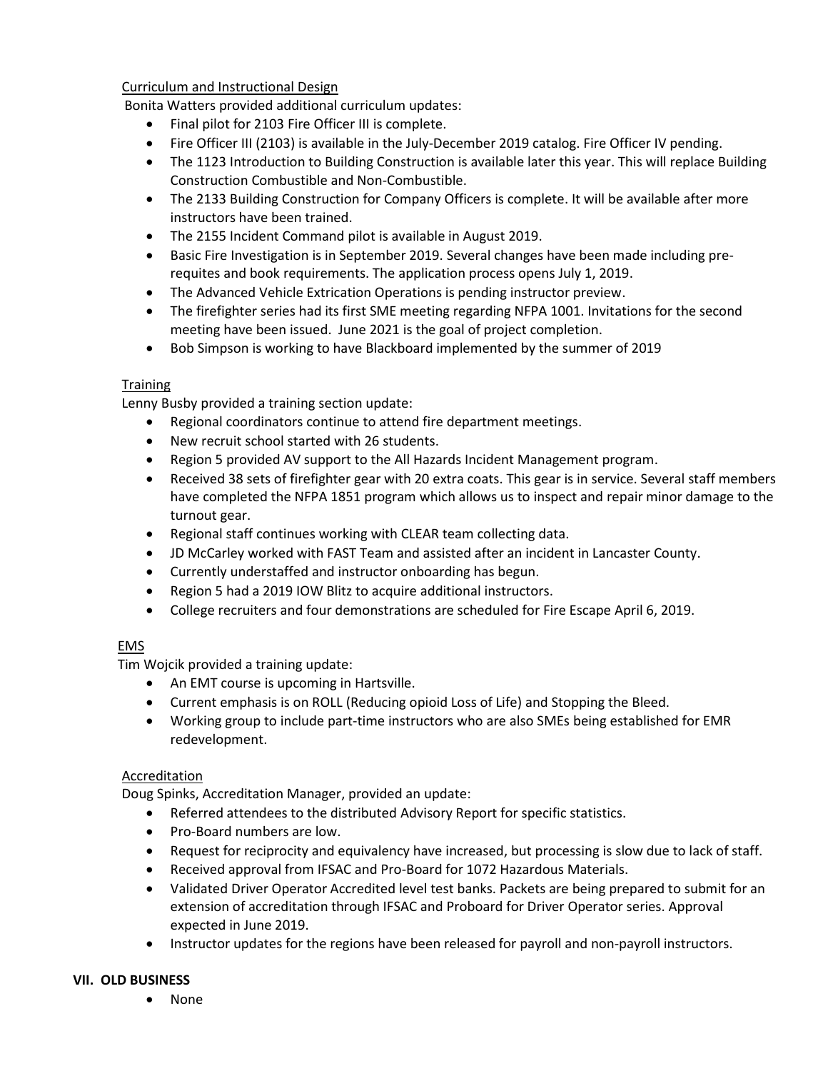Curriculum and Instructional Design

Bonita Watters provided additional curriculum updates:

- Final pilot for 2103 Fire Officer III is complete.
- Fire Officer III (2103) is available in the July-December 2019 catalog. Fire Officer IV pending.
- The 1123 Introduction to Building Construction is available later this year. This will replace Building Construction Combustible and Non-Combustible.
- The 2133 Building Construction for Company Officers is complete. It will be available after more instructors have been trained.
- The 2155 Incident Command pilot is available in August 2019.
- Basic Fire Investigation is in September 2019. Several changes have been made including pre-requites and book requirements. The application process opens July 1, 2019.
- The Advanced Vehicle Extrication Operations is pending instructor preview.
- The firefighter series had its first SME meeting regarding NFPA 1001. Invitations for the second meeting have been issued. June 2021 is the goal of project completion.
- Bob Simpson is working to have Blackboard implemented by the summer of 2019

Training

Lenny Busby provided a training section update:

- Regional coordinators continue to attend fire department meetings.
- New recruit school started with 26 students.
- Region 5 provided AV support to the All Hazards Incident Management program.
- Received 38 sets of firefighter gear with 20 extra coats. This gear is in service. Several staff members have completed the NFPA 1851 program which allows us to inspect and repair minor damage to the turnout gear.
- Regional staff continues working with CLEAR team collecting data.
- JD McCarley worked with FAST Team and assisted after an incident in Lancaster County.
- Currently understaffed and instructor onboarding has begun.
- Region 5 had a 2019 IOW Blitz to acquire additional instructors.
- College recruiters and four demonstrations are scheduled for Fire Escape April 6, 2019.

EMS

Tim Wojcik provided a training update:

- An EMT course is upcoming in Hartsville.
- Current emphasis is on ROLL (Reducing opioid Loss of Life) and Stopping the Bleed.
- Working group to include part-time instructors who are also SMEs being established for EMR redevelopment.

Accreditation

Doug Spinks, Accreditation Manager, provided an update:

- Referred attendees to the distributed Advisory Report for specific statistics.
- Pro-Board numbers are low.
- Request for reciprocity and equivalency have increased, but processing is slow due to lack of staff.
- Received approval from IFSAC and Pro-Board for 1072 Hazardous Materials.
- Validated Driver Operator Accredited level test banks. Packets are being prepared to submit for an extension of accreditation through IFSAC and Proboard for Driver Operator series. Approval expected in June 2019.
- Instructor updates for the regions have been released for payroll and non-payroll instructors.

**VII. OLD BUSINESS**

- None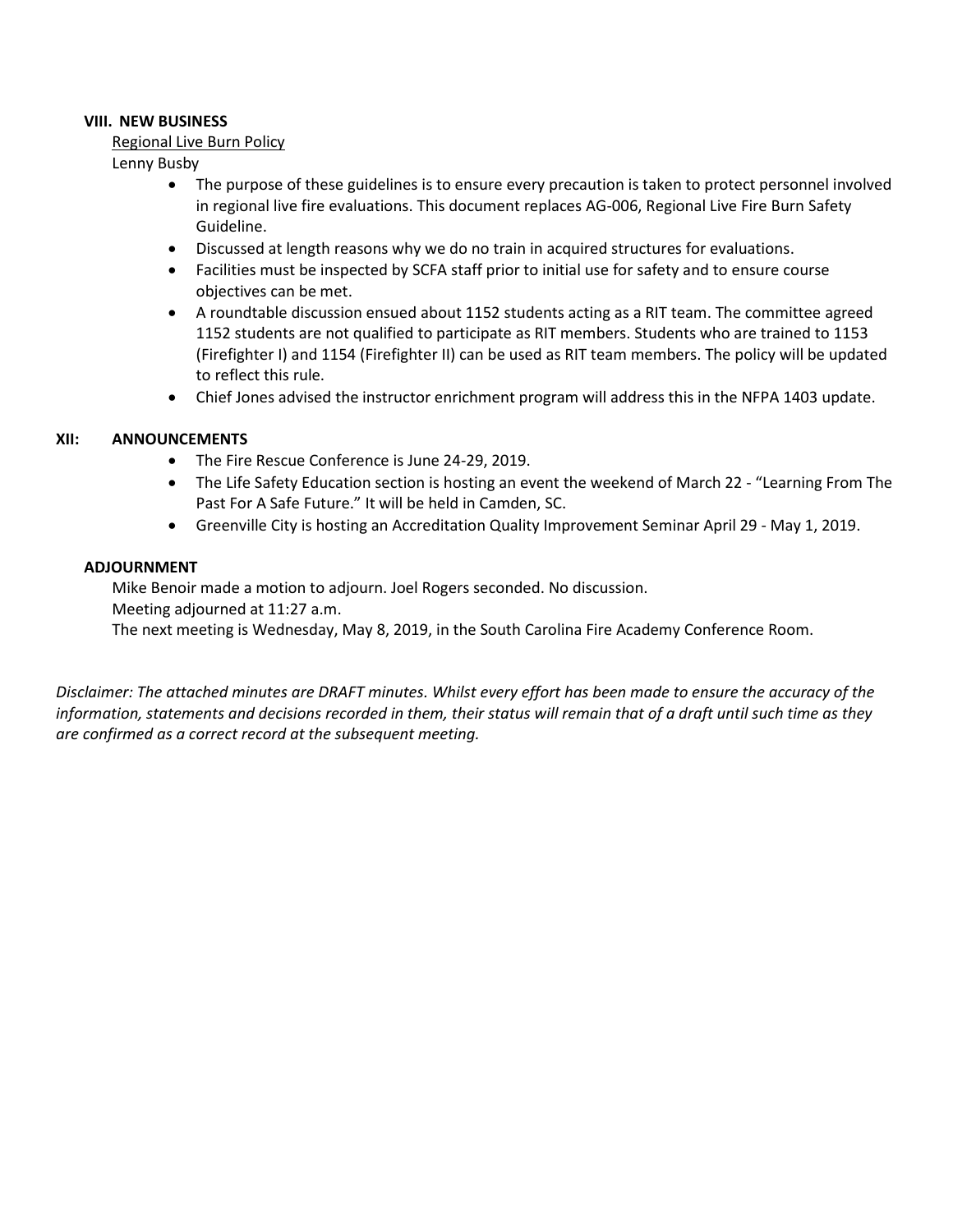**VIII. NEW BUSINESS**

Regional Live Burn Policy

Lenny Busby

- The purpose of these guidelines is to ensure every precaution is taken to protect personnel involved in regional live fire evaluations. This document replaces AG-006, Regional Live Fire Burn Safety Guideline.
- Discussed at length reasons why we do no train in acquired structures for evaluations.
- Facilities must be inspected by SCFA staff prior to initial use for safety and to ensure course objectives can be met.
- A roundtable discussion ensued about 1152 students acting as a RIT team. The committee agreed 1152 students are not qualified to participate as RIT members. Students who are trained to 1153 (Firefighter I) and 1154 (Firefighter II) can be used as RIT team members. The policy will be updated to reflect this rule.
- Chief Jones advised the instructor enrichment program will address this in the NFPA 1403 update.

**XII: ANNOUNCEMENTS**

- The Fire Rescue Conference is June 24-29, 2019.
- The Life Safety Education section is hosting an event the weekend of March 22 - "Learning From The Past For A Safe Future." It will be held in Camden, SC.
- Greenville City is hosting an Accreditation Quality Improvement Seminar April 29 - May 1, 2019.

**ADJOURNMENT**

Mike Benoir made a motion to adjourn. Joel Rogers seconded. No discussion.

Meeting adjourned at 11:27 a.m.

The next meeting is Wednesday, May 8, 2019, in the South Carolina Fire Academy Conference Room.

*Disclaimer: The attached minutes are DRAFT minutes. Whilst every effort has been made to ensure the accuracy of the information, statements and decisions recorded in them, their status will remain that of a draft until such time as they are confirmed as a correct record at the subsequent meeting.*